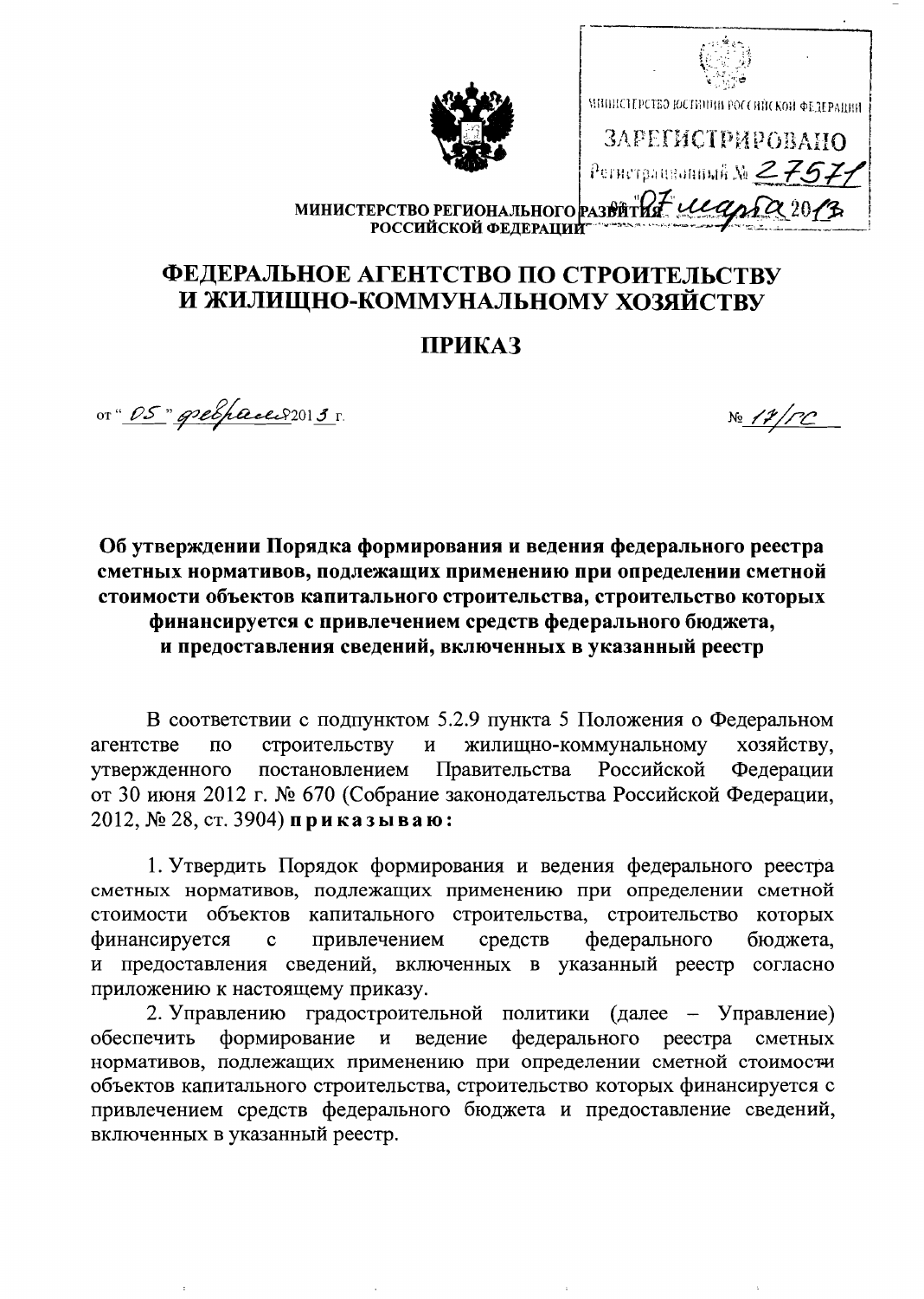МИНИСТЕРСТВО ЮСТИЦИИ РОССИЙСКОЙ ФЕДЕРАЦИИ

ЗАРЕГИСТРИРОВАНО

Регистрационный № 27571

от "07" марта 2013

МИНИСТЕРСТВО РЕГИОНАЛЬНОГО РАЗВИТИЯ РОССИЙСКОЙ ФЕДЕРАЦИИ

# ФЕДЕРАЛЬНОЕ АГЕНТСТВО ПО СТРОИТЕЛЬСТВУ И ЖИЛИЩНО-КОММУНАЛЬНОМУ ХОЗЯЙСТВУ

# ПРИКАЗ

от "05" февраля 2013 г. № 17/ГС

**Об утверждении Порядка формирования и ведения федерального реестра сметных нормативов, подлежащих применению при определении сметной стоимости объектов капитального строительства, строительство которых финансируется с привлечением средств федерального бюджета, и предоставления сведений, включенных в указанный реестр**

В соответствии с подпунктом 5.2.9 пункта 5 Положения о Федеральном агентстве по строительству и жилищно-коммунальному хозяйству, утвержденного постановлением Правительства Российской Федерации от 30 июня 2012 г. № 670 (Собрание законодательства Российской Федерации, 2012, № 28, ст. 3904) **приказываю:**

1. Утвердить Порядок формирования и ведения федерального реестра сметных нормативов, подлежащих применению при определении сметной стоимости объектов капитального строительства, строительство которых финансируется с привлечением средств федерального бюджета, и предоставления сведений, включенных в указанный реестр согласно приложению к настоящему приказу.

2. Управлению градостроительной политики (далее – Управление) обеспечить формирование и ведение федерального реестра сметных нормативов, подлежащих применению при определении сметной стоимости объектов капитального строительства, строительство которых финансируется с привлечением средств федерального бюджета и предоставление сведений, включенных в указанный реестр.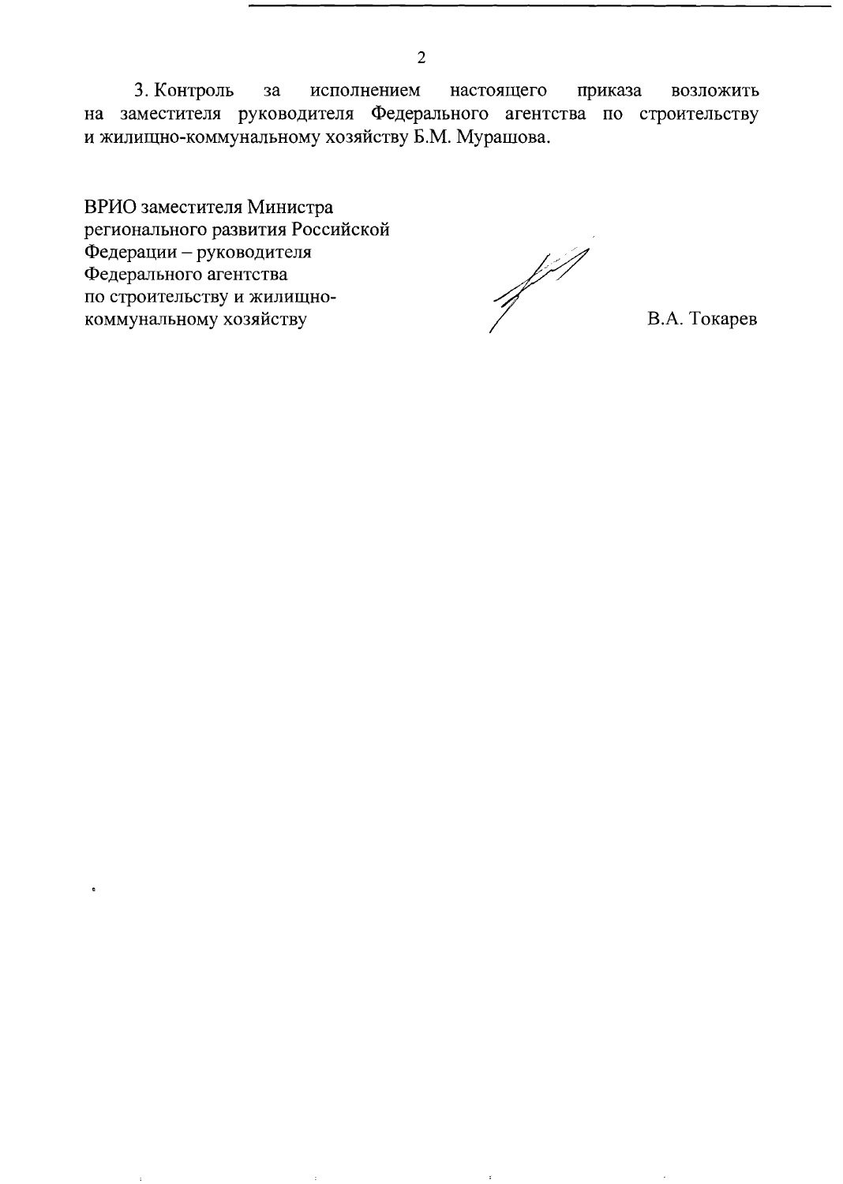3. Контроль за исполнением настоящего приказа возложить на заместителя руководителя Федерального агентства по строительству и жилищно-коммунальному хозяйству Б.М. Мурашова.

ВРИО заместителя Министра регионального развития Российской Федерации – руководителя Федерального агентства по строительству и жилищно-коммунальному хозяйству

В.А. Токарев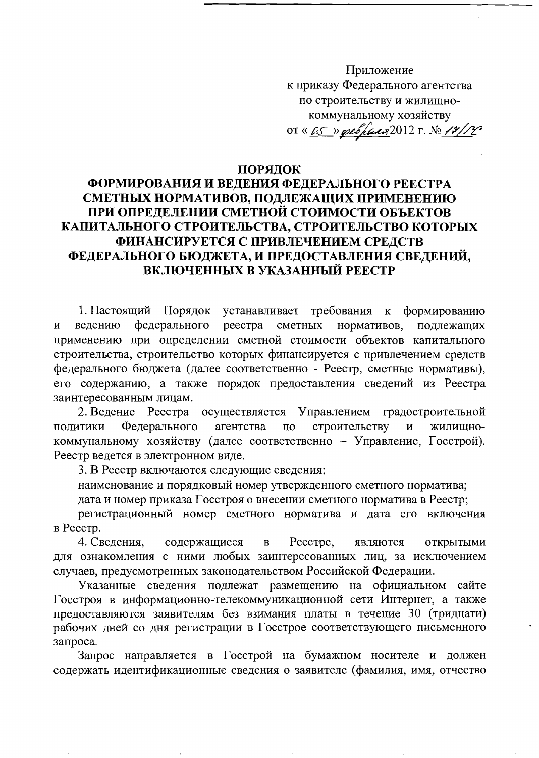Приложение
к приказу Федерального агентства
по строительству и жилищно-
коммунальному хозяйству
от « 05 » февраля 2012 г. № 17/ГС

**ПОРЯДОК**
**ФОРМИРОВАНИЯ И ВЕДЕНИЯ ФЕДЕРАЛЬНОГО РЕЕСТРА СМЕТНЫХ НОРМАТИВОВ, ПОДЛЕЖАЩИХ ПРИМЕНЕНИЮ ПРИ ОПРЕДЕЛЕНИИ СМЕТНОЙ СТОИМОСТИ ОБЪЕКТОВ КАПИТАЛЬНОГО СТРОИТЕЛЬСТВА, СТРОИТЕЛЬСТВО КОТОРЫХ ФИНАНСИРУЕТСЯ С ПРИВЛЕЧЕНИЕМ СРЕДСТВ ФЕДЕРАЛЬНОГО БЮДЖЕТА, И ПРЕДОСТАВЛЕНИЯ СВЕДЕНИЙ, ВКЛЮЧЕННЫХ В УКАЗАННЫЙ РЕЕСТР**

1. Настоящий Порядок устанавливает требования к формированию и ведению федерального реестра сметных нормативов, подлежащих применению при определении сметной стоимости объектов капитального строительства, строительство которых финансируется с привлечением средств федерального бюджета (далее соответственно - Реестр, сметные нормативы), его содержанию, а также порядок предоставления сведений из Реестра заинтересованным лицам.

2. Ведение Реестра осуществляется Управлением градостроительной политики Федерального агентства по строительству и жилищно-коммунальному хозяйству (далее соответственно – Управление, Госстрой). Реестр ведется в электронном виде.

3. В Реестр включаются следующие сведения:

наименование и порядковый номер утвержденного сметного норматива;

дата и номер приказа Госстроя о внесении сметного норматива в Реестр;

регистрационный номер сметного норматива и дата его включения в Реестр.

4. Сведения, содержащиеся в Реестре, являются открытыми для ознакомления с ними любых заинтересованных лиц, за исключением случаев, предусмотренных законодательством Российской Федерации.

Указанные сведения подлежат размещению на официальном сайте Госстроя в информационно-телекоммуникационной сети Интернет, а также предоставляются заявителям без взимания платы в течение 30 (тридцати) рабочих дней со дня регистрации в Госстрое соответствующего письменного запроса.

Запрос направляется в Госстрой на бумажном носителе и должен содержать идентификационные сведения о заявителе (фамилия, имя, отчество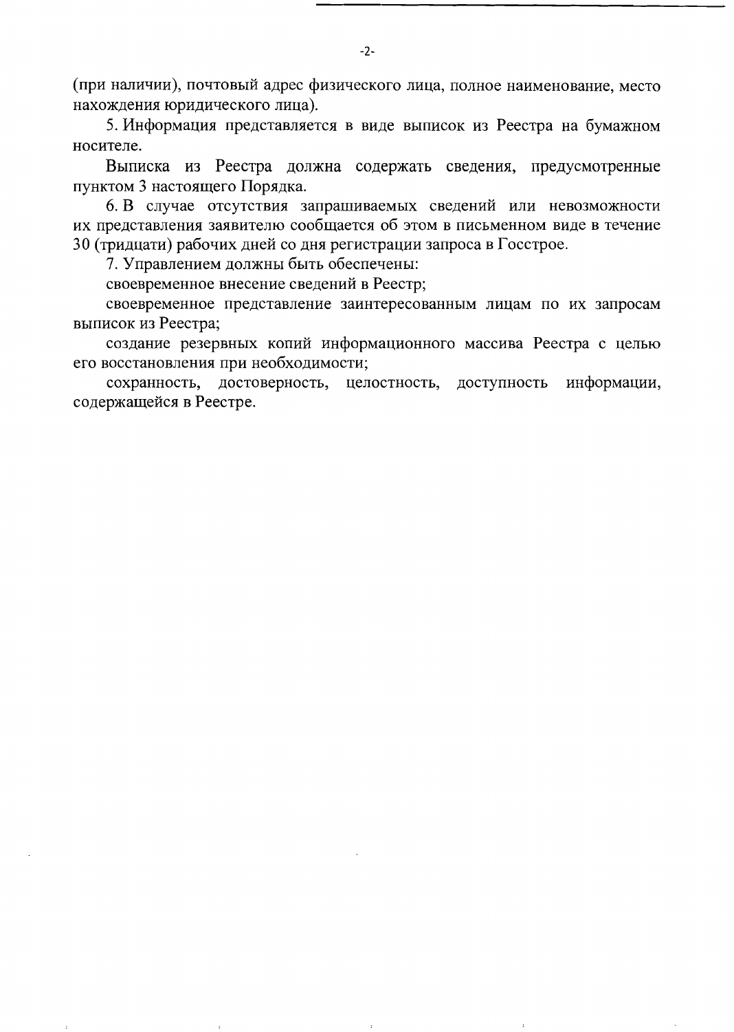(при наличии), почтовый адрес физического лица, полное наименование, место нахождения юридического лица).

5. Информация представляется в виде выписок из Реестра на бумажном носителе.

Выписка из Реестра должна содержать сведения, предусмотренные пунктом 3 настоящего Порядка.

6. В случае отсутствия запрашиваемых сведений или невозможности их представления заявителю сообщается об этом в письменном виде в течение 30 (тридцати) рабочих дней со дня регистрации запроса в Госстрое.

7. Управлением должны быть обеспечены:

своевременное внесение сведений в Реестр;

своевременное представление заинтересованным лицам по их запросам выписок из Реестра;

создание резервных копий информационного массива Реестра с целью его восстановления при необходимости;

сохранность, достоверность, целостность, доступность информации, содержащейся в Реестре.